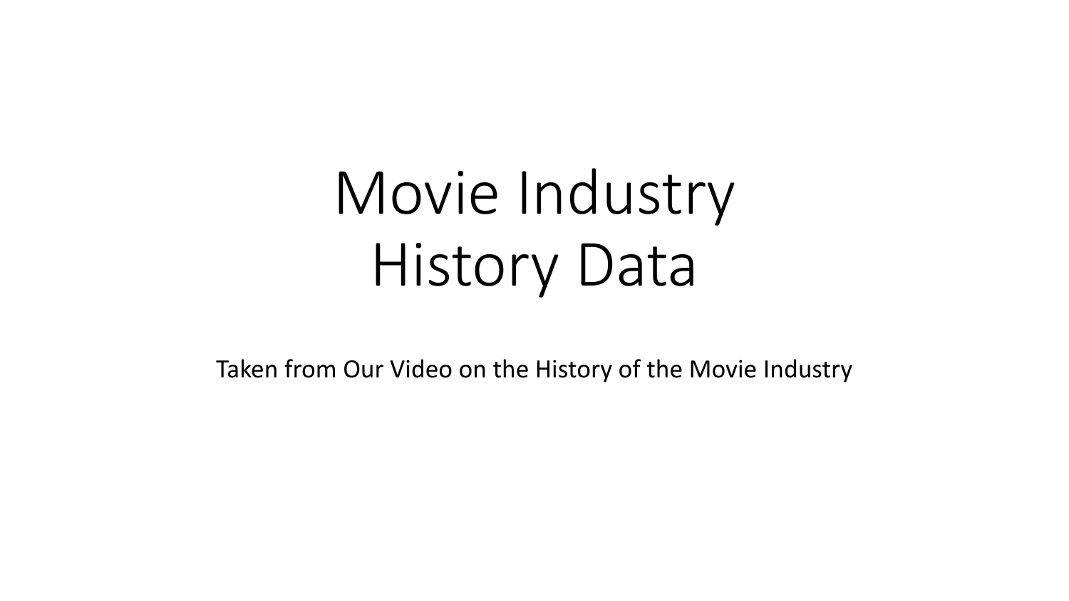# Movie Industry History Data

Taken from Our Video on the History of the Movie Industry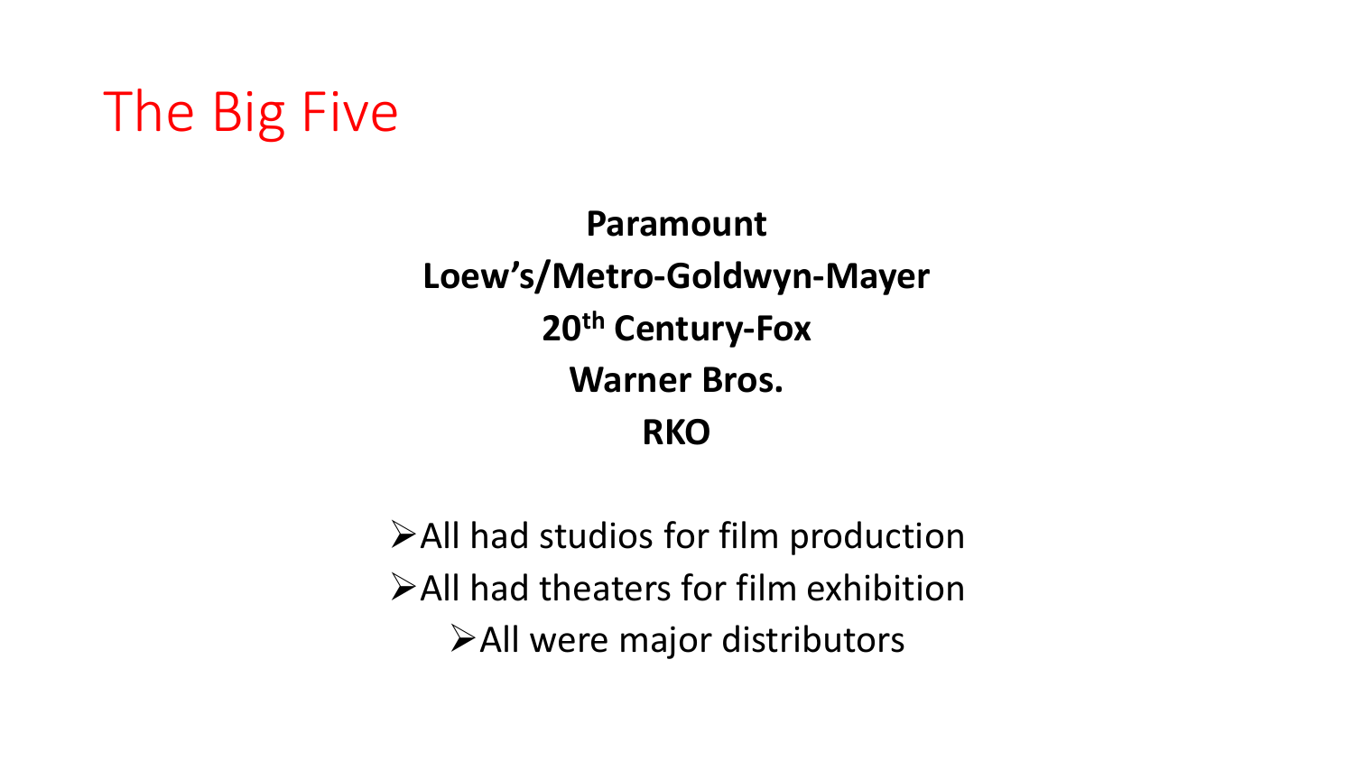# The Big Five

**Paramount**
**Loew's/Metro-Goldwyn-Mayer**
**20th Century-Fox**
**Warner Bros.**
**RKO**

- All had studios for film production
- All had theaters for film exhibition
- All were major distributors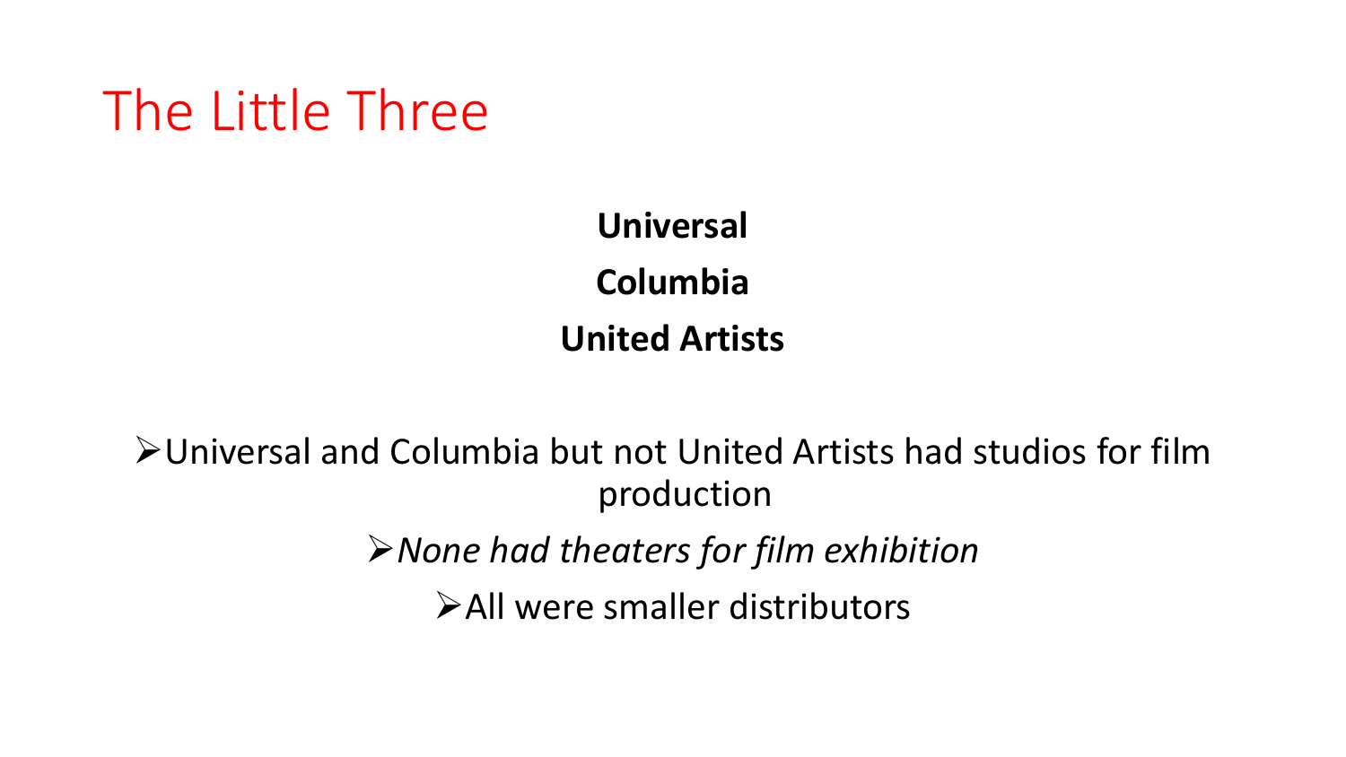# The Little Three

**Universal**

**Columbia**

**United Artists**

- Universal and Columbia but not United Artists had studios for film production
- *None had theaters for film exhibition*
- All were smaller distributors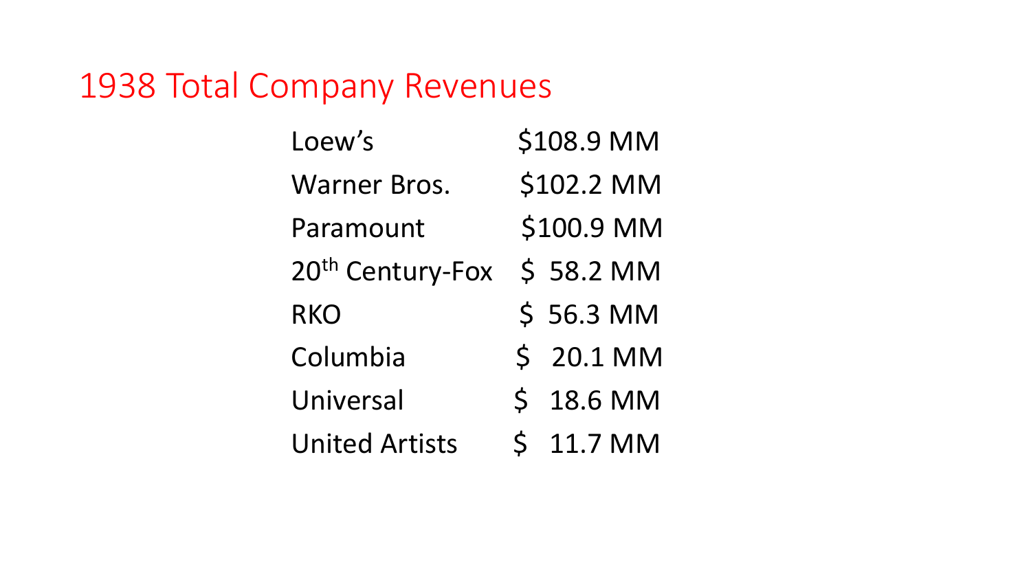# 1938 Total Company Revenues

| | |
|---|---|
| Loew's | \$108.9 MM |
| Warner Bros. | \$102.2 MM |
| Paramount | \$100.9 MM |
| 20th Century-Fox | \$ 58.2 MM |
| RKO | \$ 56.3 MM |
| Columbia | \$ 20.1 MM |
| Universal | \$ 18.6 MM |
| United Artists | \$ 11.7 MM |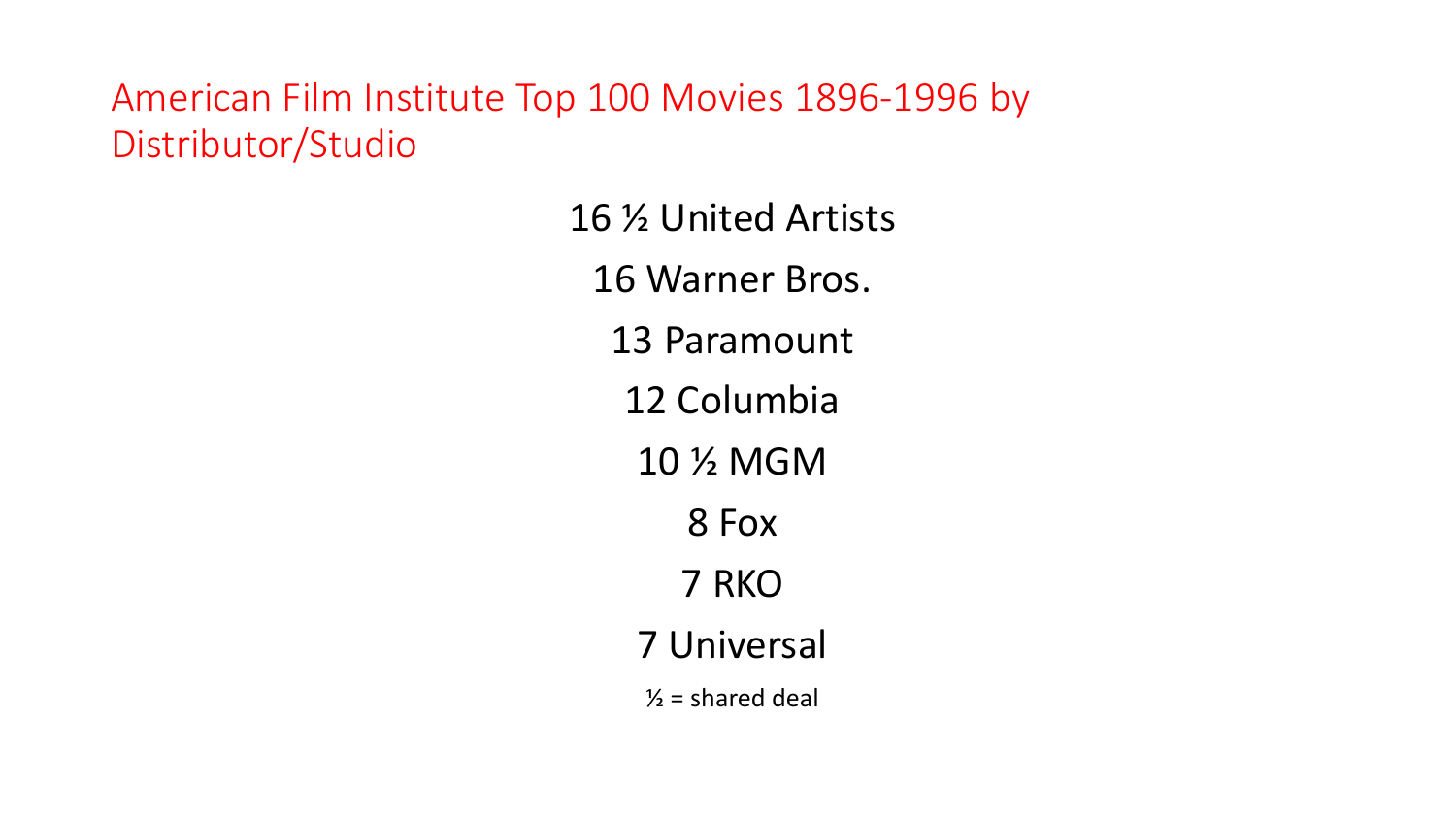# American Film Institute Top 100 Movies 1896-1996 by Distributor/Studio

16 ½ United Artists

16 Warner Bros.

13 Paramount

12 Columbia

10 ½ MGM

8 Fox

7 RKO

7 Universal

½ = shared deal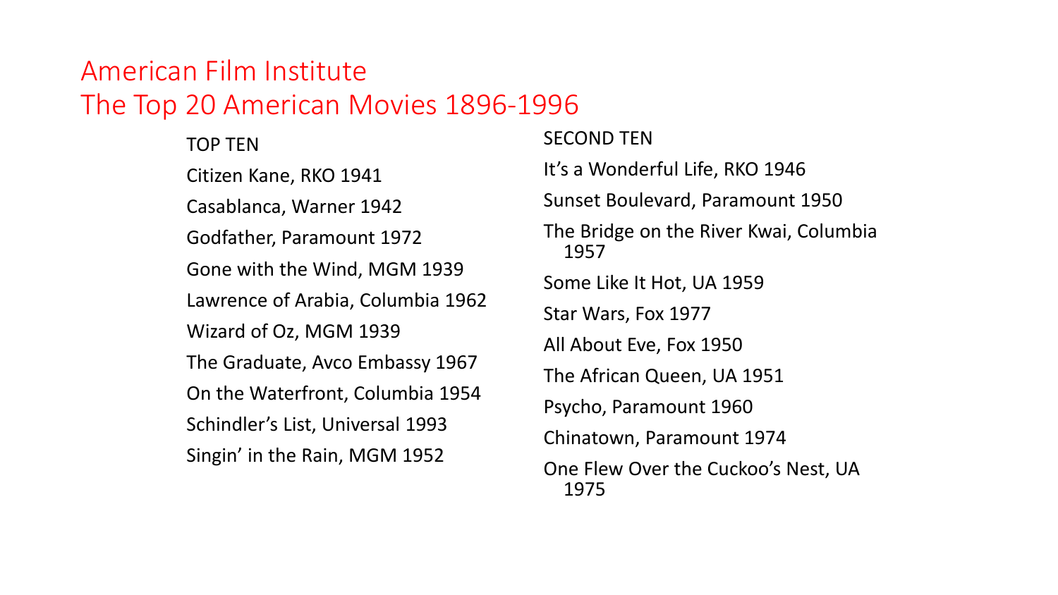# American Film Institute
# The Top 20 American Movies 1896-1996

**TOP TEN**

- Citizen Kane, RKO 1941
- Casablanca, Warner 1942
- Godfather, Paramount 1972
- Gone with the Wind, MGM 1939
- Lawrence of Arabia, Columbia 1962
- Wizard of Oz, MGM 1939
- The Graduate, Avco Embassy 1967
- On the Waterfront, Columbia 1954
- Schindler's List, Universal 1993
- Singin' in the Rain, MGM 1952

**SECOND TEN**

- It's a Wonderful Life, RKO 1946
- Sunset Boulevard, Paramount 1950
- The Bridge on the River Kwai, Columbia 1957
- Some Like It Hot, UA 1959
- Star Wars, Fox 1977
- All About Eve, Fox 1950
- The African Queen, UA 1951
- Psycho, Paramount 1960
- Chinatown, Paramount 1974
- One Flew Over the Cuckoo's Nest, UA 1975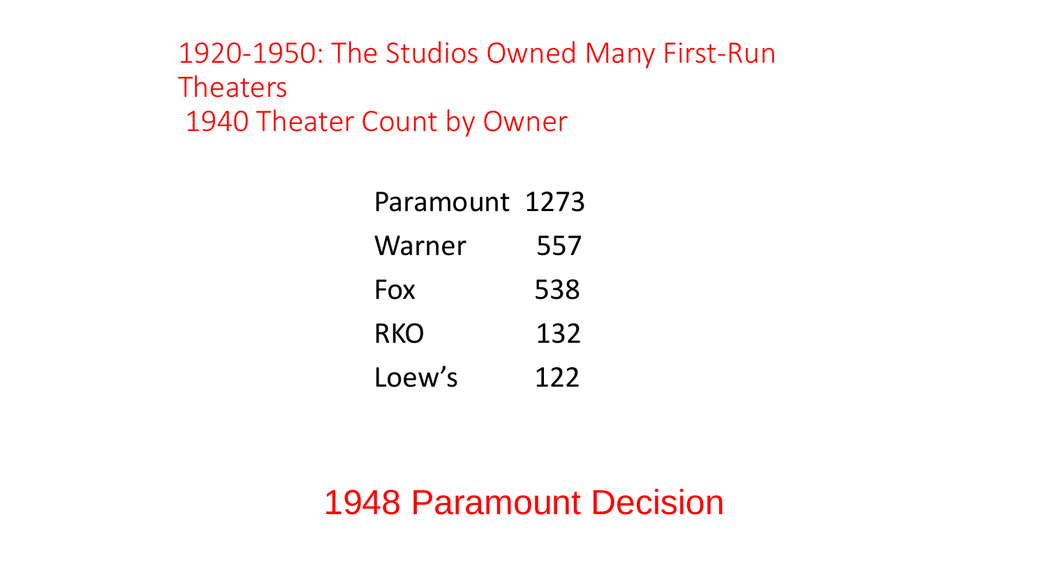## 1920-1950: The Studios Owned Many First-Run Theaters

### 1940 Theater Count by Owner

| Owner | Count |
|---|---|
| Paramount | 1273 |
| Warner | 557 |
| Fox | 538 |
| RKO | 132 |
| Loew’s | 122 |

## 1948 Paramount Decision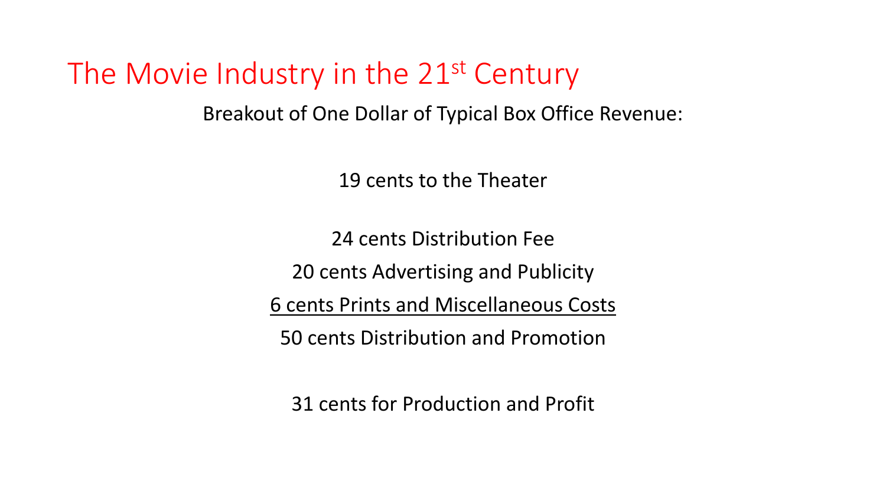# The Movie Industry in the 21st Century

Breakout of One Dollar of Typical Box Office Revenue:

19 cents to the Theater

24 cents Distribution Fee

20 cents Advertising and Publicity

<u>6 cents Prints and Miscellaneous Costs</u>

50 cents Distribution and Promotion

31 cents for Production and Profit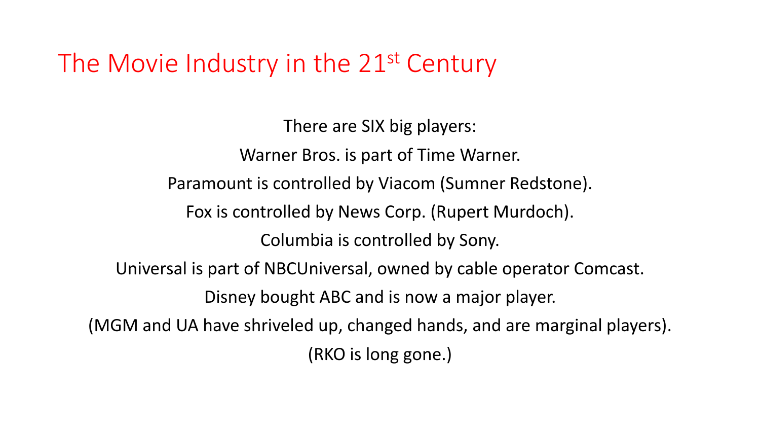# The Movie Industry in the 21st Century

There are SIX big players:

Warner Bros. is part of Time Warner.

Paramount is controlled by Viacom (Sumner Redstone).

Fox is controlled by News Corp. (Rupert Murdoch).

Columbia is controlled by Sony.

Universal is part of NBCUniversal, owned by cable operator Comcast.

Disney bought ABC and is now a major player.

(MGM and UA have shriveled up, changed hands, and are marginal players).

(RKO is long gone.)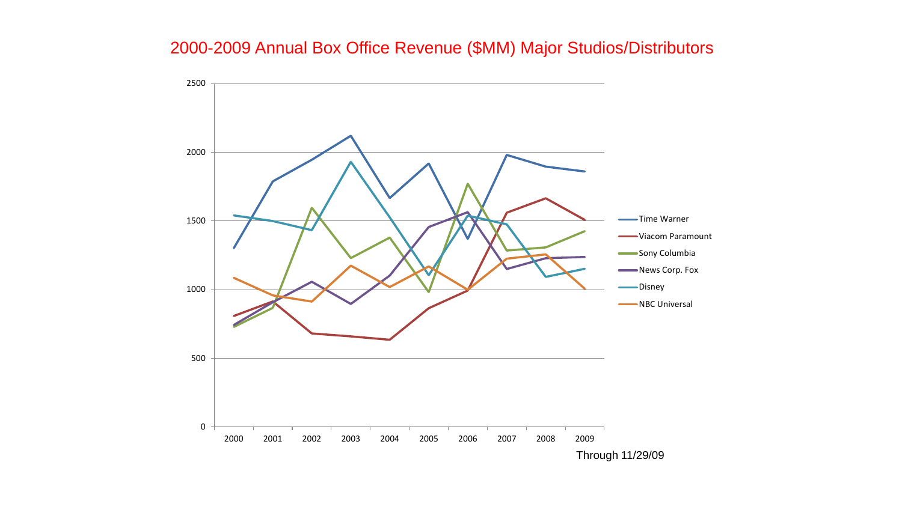# 2000-2009 Annual Box Office Revenue ($MM) Major Studios/Distributors

Through 11/29/09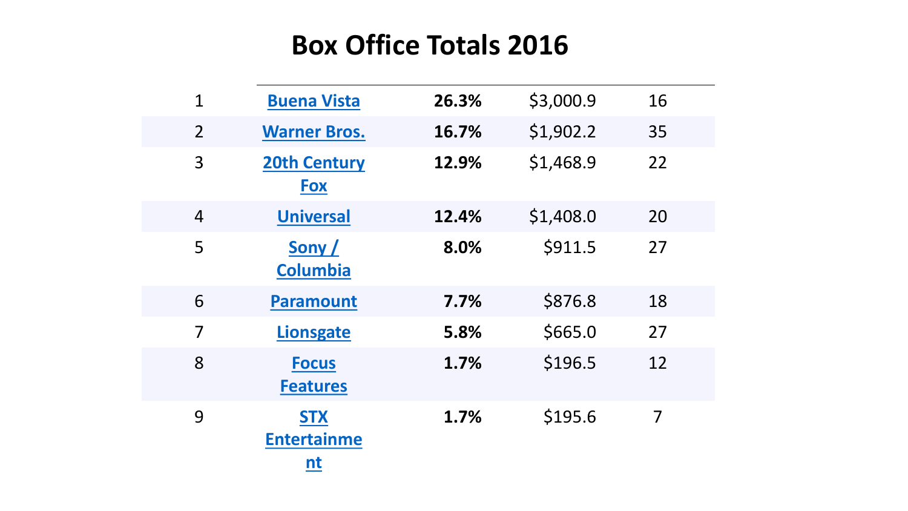# Box Office Totals 2016

| | | | | |
|---|---|---|---|---|
| 1 | Buena Vista | **26.3%** | $3,000.9 | 16 |
| 2 | Warner Bros. | **16.7%** | $1,902.2 | 35 |
| 3 | 20th Century Fox | **12.9%** | $1,468.9 | 22 |
| 4 | Universal | **12.4%** | $1,408.0 | 20 |
| 5 | Sony / Columbia | **8.0%** | $911.5 | 27 |
| 6 | Paramount | **7.7%** | $876.8 | 18 |
| 7 | Lionsgate | **5.8%** | $665.0 | 27 |
| 8 | Focus Features | **1.7%** | $196.5 | 12 |
| 9 | STX Entertainment | **1.7%** | $195.6 | 7 |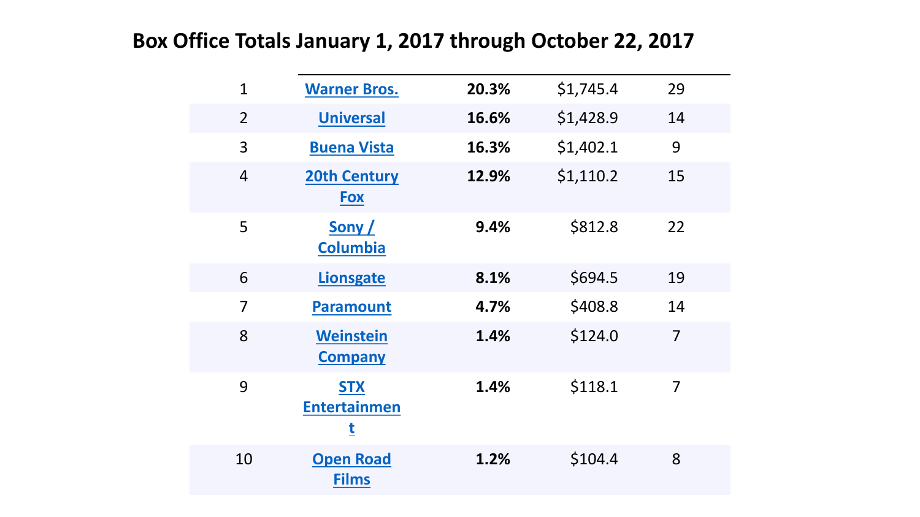# Box Office Totals January 1, 2017 through October 22, 2017

| | | | | |
|---|---|---|---|---|
| 1 | Warner Bros. | **20.3%** | $1,745.4 | 29 |
| 2 | Universal | **16.6%** | $1,428.9 | 14 |
| 3 | Buena Vista | **16.3%** | $1,402.1 | 9 |
| 4 | 20th Century Fox | **12.9%** | $1,110.2 | 15 |
| 5 | Sony / Columbia | **9.4%** | $812.8 | 22 |
| 6 | Lionsgate | **8.1%** | $694.5 | 19 |
| 7 | Paramount | **4.7%** | $408.8 | 14 |
| 8 | Weinstein Company | **1.4%** | $124.0 | 7 |
| 9 | STX Entertainment | **1.4%** | $118.1 | 7 |
| 10 | Open Road Films | **1.2%** | $104.4 | 8 |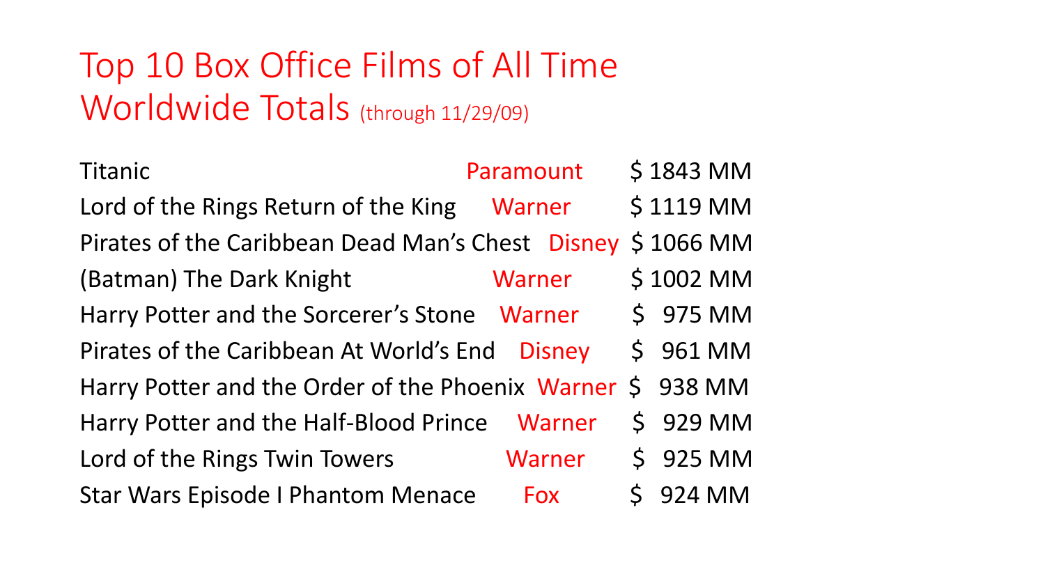# Top 10 Box Office Films of All Time Worldwide Totals (through 11/29/09)

| Film | Studio | Worldwide Total |
|---|---|---|
| Titanic | Paramount | $ 1843 MM |
| Lord of the Rings Return of the King | Warner | $ 1119 MM |
| Pirates of the Caribbean Dead Man's Chest | Disney | $ 1066 MM |
| (Batman) The Dark Knight | Warner | $ 1002 MM |
| Harry Potter and the Sorcerer's Stone | Warner | $ 975 MM |
| Pirates of the Caribbean At World's End | Disney | $ 961 MM |
| Harry Potter and the Order of the Phoenix | Warner | $ 938 MM |
| Harry Potter and the Half-Blood Prince | Warner | $ 929 MM |
| Lord of the Rings Twin Towers | Warner | $ 925 MM |
| Star Wars Episode I Phantom Menace | Fox | $ 924 MM |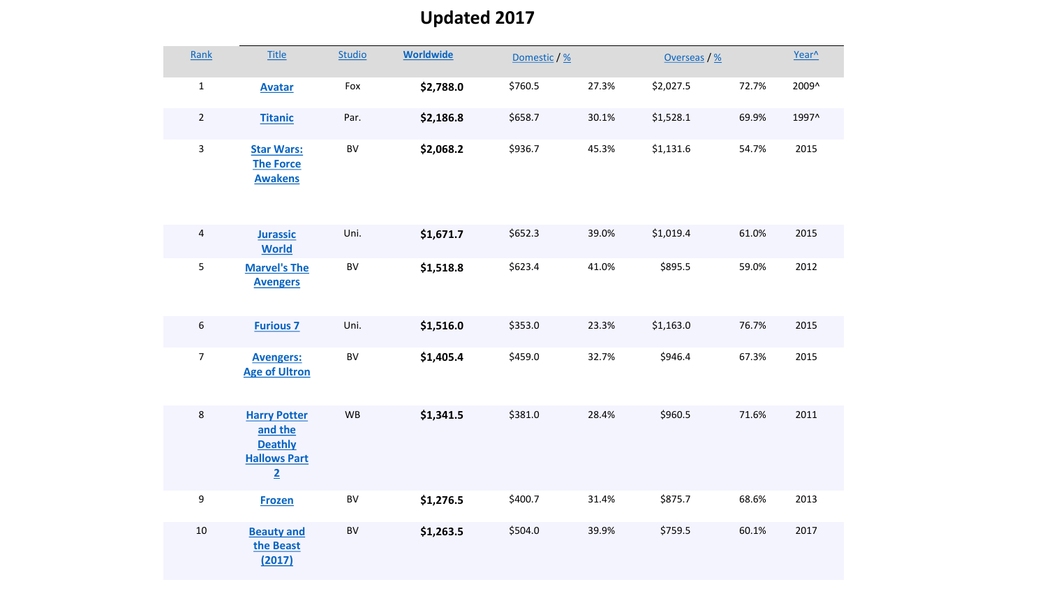# Updated 2017

| Rank | Title | Studio | Worldwide | Domestic / % | | Overseas / % | | Year^ |
|---|---|---|---|---|---|---|---|---|
| 1 | **Avatar** | Fox | **$2,788.0** | $760.5 | 27.3% | $2,027.5 | 72.7% | 2009^ |
| 2 | **Titanic** | Par. | **$2,186.8** | $658.7 | 30.1% | $1,528.1 | 69.9% | 1997^ |
| 3 | **Star Wars: The Force Awakens** | BV | **$2,068.2** | $936.7 | 45.3% | $1,131.6 | 54.7% | 2015 |
| 4 | **Jurassic World** | Uni. | **$1,671.7** | $652.3 | 39.0% | $1,019.4 | 61.0% | 2015 |
| 5 | **Marvel's The Avengers** | BV | **$1,518.8** | $623.4 | 41.0% | $895.5 | 59.0% | 2012 |
| 6 | **Furious 7** | Uni. | **$1,516.0** | $353.0 | 23.3% | $1,163.0 | 76.7% | 2015 |
| 7 | **Avengers: Age of Ultron** | BV | **$1,405.4** | $459.0 | 32.7% | $946.4 | 67.3% | 2015 |
| 8 | **Harry Potter and the Deathly Hallows Part 2** | WB | **$1,341.5** | $381.0 | 28.4% | $960.5 | 71.6% | 2011 |
| 9 | **Frozen** | BV | **$1,276.5** | $400.7 | 31.4% | $875.7 | 68.6% | 2013 |
| 10 | **Beauty and the Beast (2017)** | BV | **$1,263.5** | $504.0 | 39.9% | $759.5 | 60.1% | 2017 |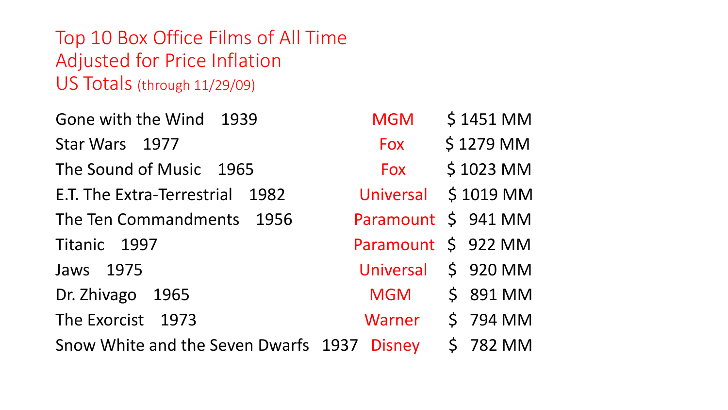# Top 10 Box Office Films of All Time
## Adjusted for Price Inflation
## US Totals (through 11/29/09)

| Film | Year | Studio | Gross |
|---|---|---|---|
| Gone with the Wind | 1939 | MGM | $ 1451 MM |
| Star Wars | 1977 | Fox | $ 1279 MM |
| The Sound of Music | 1965 | Fox | $ 1023 MM |
| E.T. The Extra-Terrestrial | 1982 | Universal | $ 1019 MM |
| The Ten Commandments | 1956 | Paramount | $ 941 MM |
| Titanic | 1997 | Paramount | $ 922 MM |
| Jaws | 1975 | Universal | $ 920 MM |
| Dr. Zhivago | 1965 | MGM | $ 891 MM |
| The Exorcist | 1973 | Warner | $ 794 MM |
| Snow White and the Seven Dwarfs | 1937 | Disney | $ 782 MM |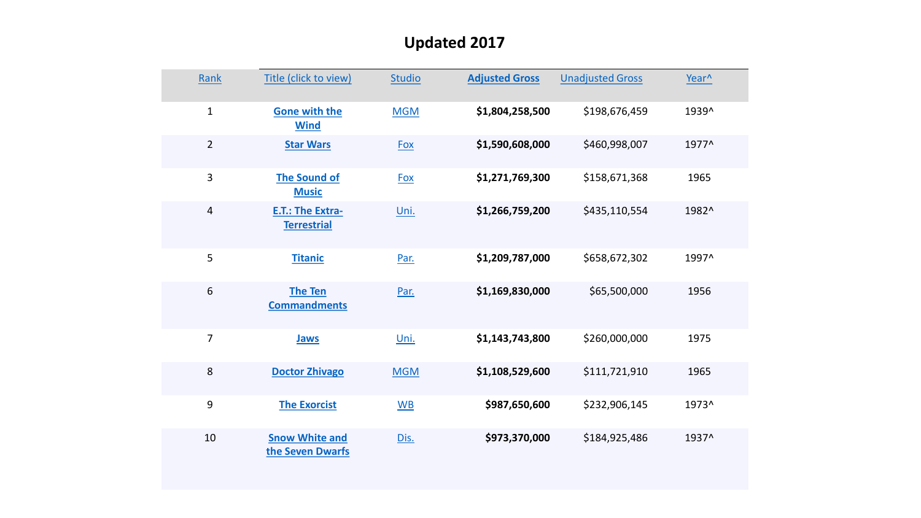# Updated 2017

| Rank | Title (click to view) | Studio | Adjusted Gross | Unadjusted Gross | Year^ |
|---|---|---|---|---|---|
| 1 | **Gone with the Wind** | MGM | **$1,804,258,500** | $198,676,459 | 1939^ |
| 2 | **Star Wars** | Fox | **$1,590,608,000** | $460,998,007 | 1977^ |
| 3 | **The Sound of Music** | Fox | **$1,271,769,300** | $158,671,368 | 1965 |
| 4 | **E.T.: The Extra-Terrestrial** | Uni. | **$1,266,759,200** | $435,110,554 | 1982^ |
| 5 | **Titanic** | Par. | **$1,209,787,000** | $658,672,302 | 1997^ |
| 6 | **The Ten Commandments** | Par. | **$1,169,830,000** | $65,500,000 | 1956 |
| 7 | **Jaws** | Uni. | **$1,143,743,800** | $260,000,000 | 1975 |
| 8 | **Doctor Zhivago** | MGM | **$1,108,529,600** | $111,721,910 | 1965 |
| 9 | **The Exorcist** | WB | **$987,650,600** | $232,906,145 | 1973^ |
| 10 | **Snow White and the Seven Dwarfs** | Dis. | **$973,370,000** | $184,925,486 | 1937^ |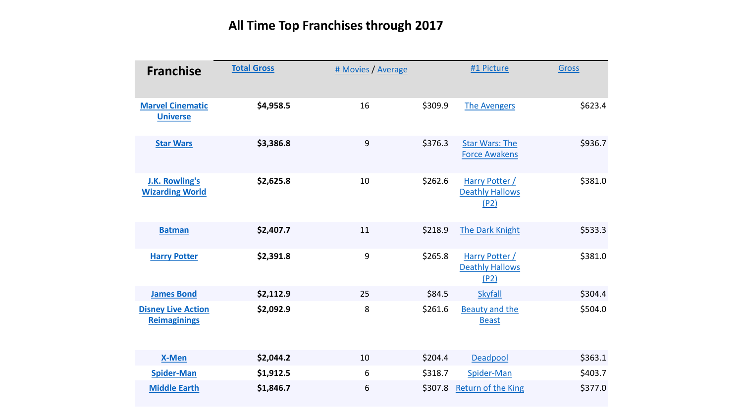# All Time Top Franchises through 2017

| Franchise | Total Gross | # Movies / Average | | #1 Picture | Gross |
|---|---|---|---|---|---|
| Marvel Cinematic Universe | **$4,958.5** | 16 | $309.9 | The Avengers | $623.4 |
| Star Wars | **$3,386.8** | 9 | $376.3 | Star Wars: The Force Awakens | $936.7 |
| J.K. Rowling's Wizarding World | **$2,625.8** | 10 | $262.6 | Harry Potter / Deathly Hallows (P2) | $381.0 |
| Batman | **$2,407.7** | 11 | $218.9 | The Dark Knight | $533.3 |
| Harry Potter | **$2,391.8** | 9 | $265.8 | Harry Potter / Deathly Hallows (P2) | $381.0 |
| James Bond | **$2,112.9** | 25 | $84.5 | Skyfall | $304.4 |
| Disney Live Action Reimaginings | **$2,092.9** | 8 | $261.6 | Beauty and the Beast | $504.0 |
| X-Men | **$2,044.2** | 10 | $204.4 | Deadpool | $363.1 |
| Spider-Man | **$1,912.5** | 6 | $318.7 | Spider-Man | $403.7 |
| Middle Earth | **$1,846.7** | 6 | $307.8 | Return of the King | $377.0 |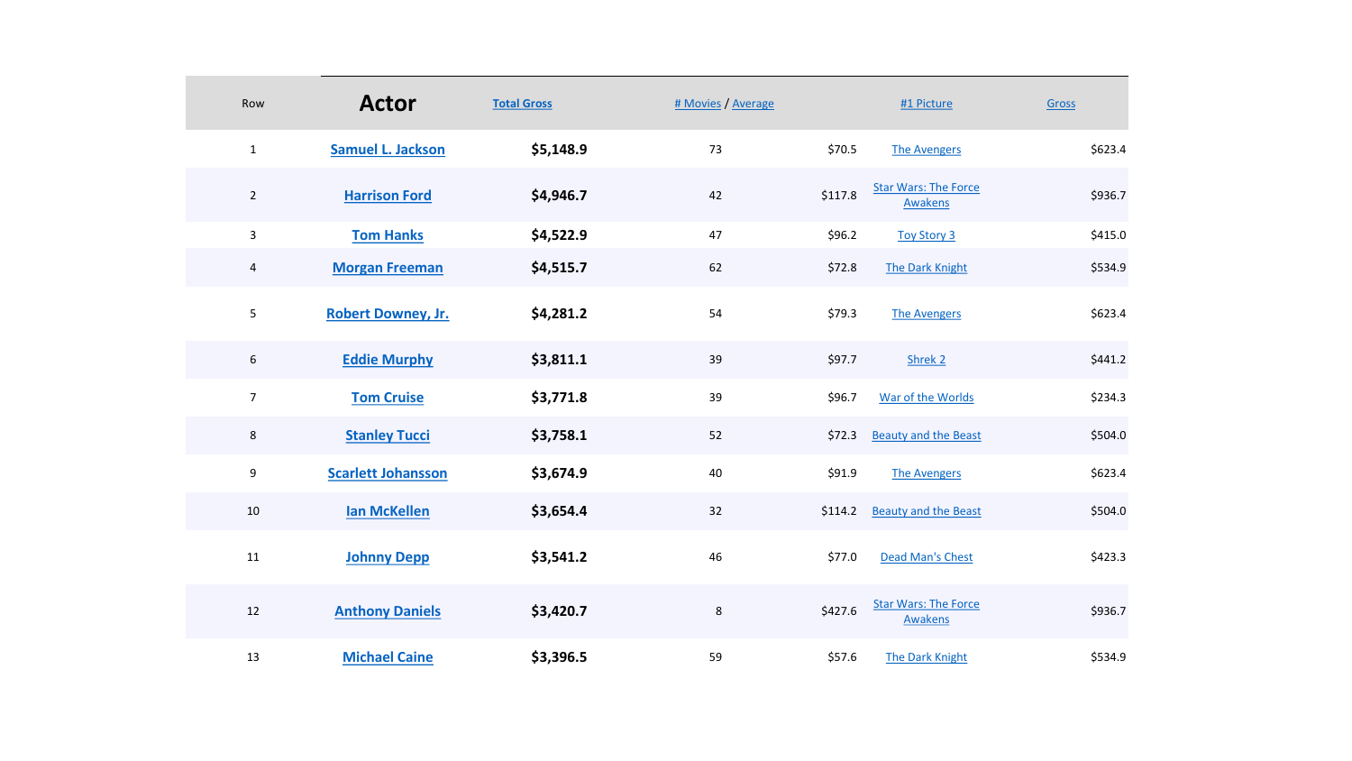| Row | Actor | Total Gross | # Movies / Average | | #1 Picture | Gross |
|---|---|---|---|---|---|---|
| 1 | Samuel L. Jackson | $5,148.9 | 73 | $70.5 | The Avengers | $623.4 |
| 2 | Harrison Ford | $4,946.7 | 42 | $117.8 | Star Wars: The Force Awakens | $936.7 |
| 3 | Tom Hanks | $4,522.9 | 47 | $96.2 | Toy Story 3 | $415.0 |
| 4 | Morgan Freeman | $4,515.7 | 62 | $72.8 | The Dark Knight | $534.9 |
| 5 | Robert Downey, Jr. | $4,281.2 | 54 | $79.3 | The Avengers | $623.4 |
| 6 | Eddie Murphy | $3,811.1 | 39 | $97.7 | Shrek 2 | $441.2 |
| 7 | Tom Cruise | $3,771.8 | 39 | $96.7 | War of the Worlds | $234.3 |
| 8 | Stanley Tucci | $3,758.1 | 52 | $72.3 | Beauty and the Beast | $504.0 |
| 9 | Scarlett Johansson | $3,674.9 | 40 | $91.9 | The Avengers | $623.4 |
| 10 | Ian McKellen | $3,654.4 | 32 | $114.2 | Beauty and the Beast | $504.0 |
| 11 | Johnny Depp | $3,541.2 | 46 | $77.0 | Dead Man's Chest | $423.3 |
| 12 | Anthony Daniels | $3,420.7 | 8 | $427.6 | Star Wars: The Force Awakens | $936.7 |
| 13 | Michael Caine | $3,396.5 | 59 | $57.6 | The Dark Knight | $534.9 |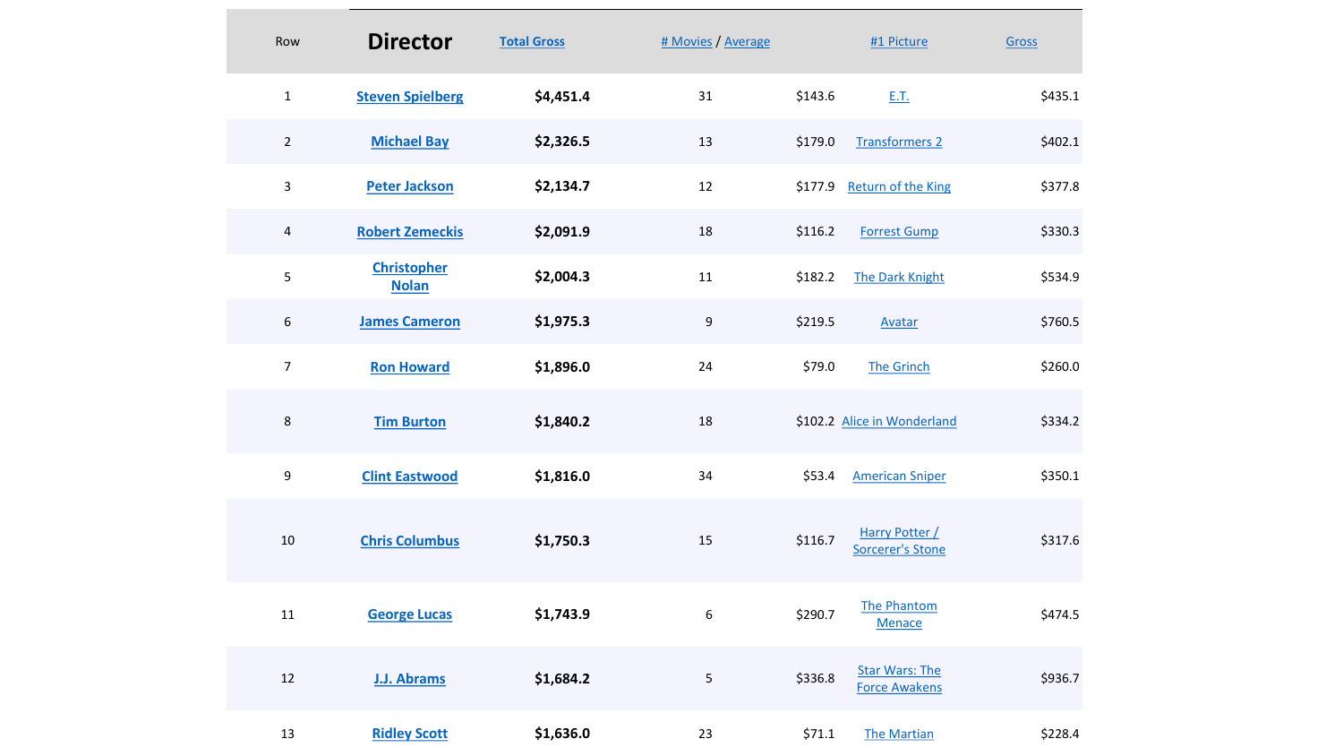| Row | Director | Total Gross | # Movies / Average | | #1 Picture | Gross |
|---|---|---|---|---|---|---|
| 1 | Steven Spielberg | **$4,451.4** | 31 | $143.6 | E.T. | $435.1 |
| 2 | Michael Bay | **$2,326.5** | 13 | $179.0 | Transformers 2 | $402.1 |
| 3 | Peter Jackson | **$2,134.7** | 12 | $177.9 | Return of the King | $377.8 |
| 4 | Robert Zemeckis | **$2,091.9** | 18 | $116.2 | Forrest Gump | $330.3 |
| 5 | Christopher Nolan | **$2,004.3** | 11 | $182.2 | The Dark Knight | $534.9 |
| 6 | James Cameron | **$1,975.3** | 9 | $219.5 | Avatar | $760.5 |
| 7 | Ron Howard | **$1,896.0** | 24 | $79.0 | The Grinch | $260.0 |
| 8 | Tim Burton | **$1,840.2** | 18 | $102.2 | Alice in Wonderland | $334.2 |
| 9 | Clint Eastwood | **$1,816.0** | 34 | $53.4 | American Sniper | $350.1 |
| 10 | Chris Columbus | **$1,750.3** | 15 | $116.7 | Harry Potter / Sorcerer's Stone | $317.6 |
| 11 | George Lucas | **$1,743.9** | 6 | $290.7 | The Phantom Menace | $474.5 |
| 12 | J.J. Abrams | **$1,684.2** | 5 | $336.8 | Star Wars: The Force Awakens | $936.7 |
| 13 | Ridley Scott | **$1,636.0** | 23 | $71.1 | The Martian | $228.4 |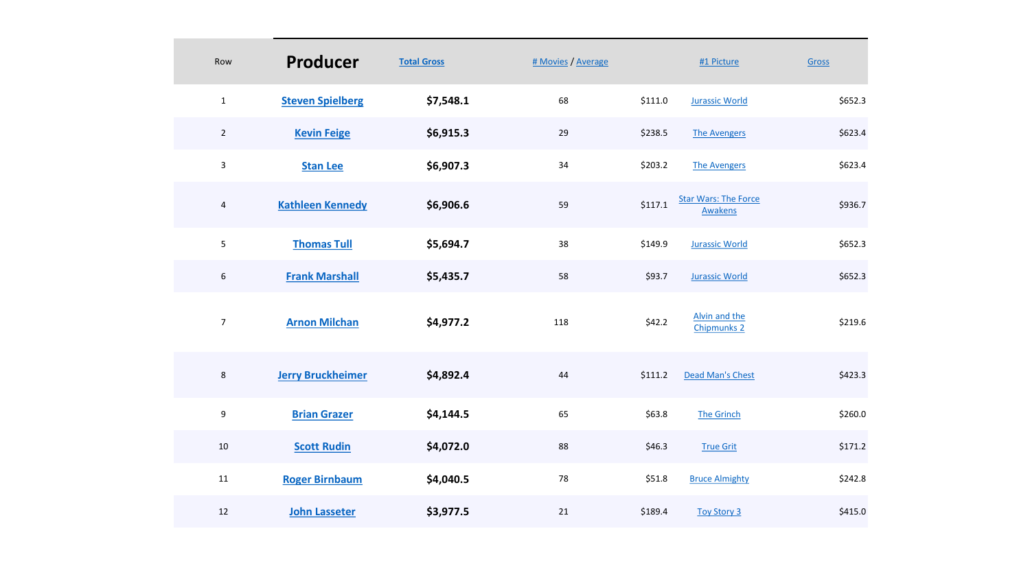| Row | Producer | Total Gross | # Movies / Average | | #1 Picture | Gross |
|---|---|---|---|---|---|---|
| 1 | **Steven Spielberg** | **$7,548.1** | 68 | $111.0 | Jurassic World | $652.3 |
| 2 | **Kevin Feige** | **$6,915.3** | 29 | $238.5 | The Avengers | $623.4 |
| 3 | **Stan Lee** | **$6,907.3** | 34 | $203.2 | The Avengers | $623.4 |
| 4 | **Kathleen Kennedy** | **$6,906.6** | 59 | $117.1 | Star Wars: The Force Awakens | $936.7 |
| 5 | **Thomas Tull** | **$5,694.7** | 38 | $149.9 | Jurassic World | $652.3 |
| 6 | **Frank Marshall** | **$5,435.7** | 58 | $93.7 | Jurassic World | $652.3 |
| 7 | **Arnon Milchan** | **$4,977.2** | 118 | $42.2 | Alvin and the Chipmunks 2 | $219.6 |
| 8 | **Jerry Bruckheimer** | **$4,892.4** | 44 | $111.2 | Dead Man's Chest | $423.3 |
| 9 | **Brian Grazer** | **$4,144.5** | 65 | $63.8 | The Grinch | $260.0 |
| 10 | **Scott Rudin** | **$4,072.0** | 88 | $46.3 | True Grit | $171.2 |
| 11 | **Roger Birnbaum** | **$4,040.5** | 78 | $51.8 | Bruce Almighty | $242.8 |
| 12 | **John Lasseter** | **$3,977.5** | 21 | $189.4 | Toy Story 3 | $415.0 |